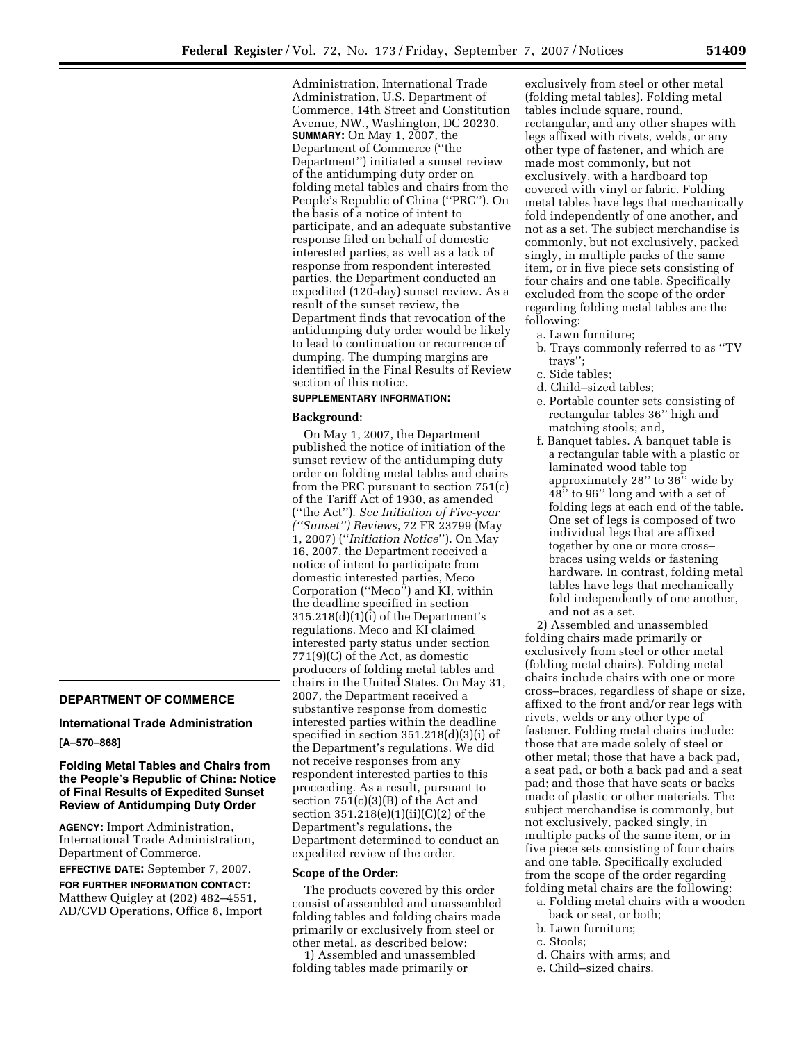## DEPARTMENT OF COMMERCE

### International Trade Administration

**[A–570–868]**

### Folding Metal Tables and Chairs from the People's Republic of China: Notice of Final Results of Expedited Sunset Review of Antidumping Duty Order

**AGENCY:** Import Administration, International Trade Administration, Department of Commerce.

**EFFECTIVE DATE:** September 7, 2007.

**FOR FURTHER INFORMATION CONTACT:** Matthew Quigley at (202) 482–4551, AD/CVD Operations, Office 8, Import Administration, International Trade Administration, U.S. Department of Commerce, 14th Street and Constitution Avenue, NW., Washington, DC 20230.

**SUMMARY:** On May 1, 2007, the Department of Commerce (''the Department'') initiated a sunset review of the antidumping duty order on folding metal tables and chairs from the People's Republic of China (''PRC''). On the basis of a notice of intent to participate, and an adequate substantive response filed on behalf of domestic interested parties, as well as a lack of response from respondent interested parties, the Department conducted an expedited (120-day) sunset review. As a result of the sunset review, the Department finds that revocation of the antidumping duty order would be likely to lead to continuation or recurrence of dumping. The dumping margins are identified in the Final Results of Review section of this notice.

**SUPPLEMENTARY INFORMATION:**

**Background:**

On May 1, 2007, the Department published the notice of initiation of the sunset review of the antidumping duty order on folding metal tables and chairs from the PRC pursuant to section 751(c) of the Tariff Act of 1930, as amended (''the Act''). *See Initiation of Five-year (''Sunset'') Reviews*, 72 FR 23799 (May 1, 2007) (''*Initiation Notice*''). On May 16, 2007, the Department received a notice of intent to participate from domestic interested parties, Meco Corporation (''Meco'') and KI, within the deadline specified in section 315.218(d)(1)(i) of the Department's regulations. Meco and KI claimed interested party status under section 771(9)(C) of the Act, as domestic producers of folding metal tables and chairs in the United States. On May 31, 2007, the Department received a substantive response from domestic interested parties within the deadline specified in section 351.218(d)(3)(i) of the Department's regulations. We did not receive responses from any respondent interested parties to this proceeding. As a result, pursuant to section 751(c)(3)(B) of the Act and section 351.218(e)(1)(ii)(C)(2) of the Department's regulations, the Department determined to conduct an expedited review of the order.

**Scope of the Order:**

The products covered by this order consist of assembled and unassembled folding tables and folding chairs made primarily or exclusively from steel or other metal, as described below:

1) Assembled and unassembled folding tables made primarily or exclusively from steel or other metal (folding metal tables). Folding metal tables include square, round, rectangular, and any other shapes with legs affixed with rivets, welds, or any other type of fastener, and which are made most commonly, but not exclusively, with a hardboard top covered with vinyl or fabric. Folding metal tables have legs that mechanically fold independently of one another, and not as a set. The subject merchandise is commonly, but not exclusively, packed singly, in multiple packs of the same item, or in five piece sets consisting of four chairs and one table. Specifically excluded from the scope of the order regarding folding metal tables are the following:

a. Lawn furniture;
b. Trays commonly referred to as ''TV trays'';
c. Side tables;
d. Child–sized tables;
e. Portable counter sets consisting of rectangular tables 36'' high and matching stools; and,
f. Banquet tables. A banquet table is a rectangular table with a plastic or laminated wood table top approximately 28'' to 36'' wide by 48'' to 96'' long and with a set of folding legs at each end of the table. One set of legs is composed of two individual legs that are affixed together by one or more cross–braces using welds or fastening hardware. In contrast, folding metal tables have legs that mechanically fold independently of one another, and not as a set.

2) Assembled and unassembled folding chairs made primarily or exclusively from steel or other metal (folding metal chairs). Folding metal chairs include chairs with one or more cross–braces, regardless of shape or size, affixed to the front and/or rear legs with rivets, welds or any other type of fastener. Folding metal chairs include: those that are made solely of steel or other metal; those that have a back pad, a seat pad, or both a back pad and a seat pad; and those that have seats or backs made of plastic or other materials. The subject merchandise is commonly, but not exclusively, packed singly, in multiple packs of the same item, or in five piece sets consisting of four chairs and one table. Specifically excluded from the scope of the order regarding folding metal chairs are the following:

a. Folding metal chairs with a wooden back or seat, or both;
b. Lawn furniture;
c. Stools;
d. Chairs with arms; and
e. Child–sized chairs.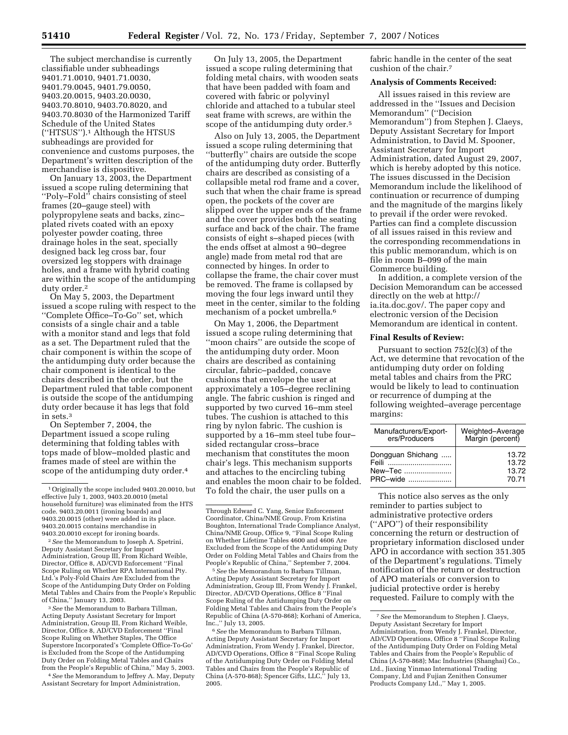The subject merchandise is currently classifiable under subheadings 9401.71.0010, 9401.71.0030, 9401.79.0045, 9401.79.0050, 9403.20.0015, 9403.20.0030, 9403.70.8010, 9403.70.8020, and 9403.70.8030 of the Harmonized Tariff Schedule of the United States (''HTSUS'').[1] Although the HTSUS subheadings are provided for convenience and customs purposes, the Department's written description of the merchandise is dispositive.

On January 13, 2003, the Department issued a scope ruling determining that ''Poly–Fold'' chairs consisting of steel frames (20–gauge steel) with polypropylene seats and backs, zinc–plated rivets coated with an epoxy polyester powder coating, three drainage holes in the seat, specially designed back leg cross bar, four oversized leg stoppers with drainage holes, and a frame with hybrid coating are within the scope of the antidumping duty order.[2]

On May 5, 2003, the Department issued a scope ruling with respect to the ''Complete Office–To–Go'' set, which consists of a single chair and a table with a monitor stand and legs that fold as a set. The Department ruled that the chair component is within the scope of the antidumping duty order because the chair component is identical to the chairs described in the order, but the Department ruled that table component is outside the scope of the antidumping duty order because it has legs that fold in sets.[3]

On September 7, 2004, the Department issued a scope ruling determining that folding tables with tops made of blow–molded plastic and frames made of steel are within the scope of the antidumping duty order.[4]

On July 13, 2005, the Department issued a scope ruling determining that folding metal chairs, with wooden seats that have been padded with foam and covered with fabric or polyvinyl chloride and attached to a tubular steel seat frame with screws, are within the scope of the antidumping duty order.[5]

Also on July 13, 2005, the Department issued a scope ruling determining that ''butterfly'' chairs are outside the scope of the antidumping duty order. Butterfly chairs are described as consisting of a collapsible metal rod frame and a cover, such that when the chair frame is spread open, the pockets of the cover are slipped over the upper ends of the frame and the cover provides both the seating surface and back of the chair. The frame consists of eight s–shaped pieces (with the ends offset at almost a 90–degree angle) made from metal rod that are connected by hinges. In order to collapse the frame, the chair cover must be removed. The frame is collapsed by moving the four legs inward until they meet in the center, similar to the folding mechanism of a pocket umbrella.[6]

On May 1, 2006, the Department issued a scope ruling determining that ''moon chairs'' are outside the scope of the antidumping duty order. Moon chairs are described as containing circular, fabric–padded, concave cushions that envelope the user at approximately a 105–degree reclining angle. The fabric cushion is ringed and supported by two curved 16–mm steel tubes. The cushion is attached to this ring by nylon fabric. The cushion is supported by a 16–mm steel tube four–sided rectangular cross–brace mechanism that constitutes the moon chair's legs. This mechanism supports and attaches to the encircling tubing and enables the moon chair to be folded. To fold the chair, the user pulls on a fabric handle in the center of the seat cushion of the chair.[7]

**Analysis of Comments Received:**

All issues raised in this review are addressed in the ''Issues and Decision Memorandum'' (''Decision Memorandum'') from Stephen J. Claeys, Deputy Assistant Secretary for Import Administration, to David M. Spooner, Assistant Secretary for Import Administration, dated August 29, 2007, which is hereby adopted by this notice. The issues discussed in the Decision Memorandum include the likelihood of continuation or recurrence of dumping and the magnitude of the margins likely to prevail if the order were revoked. Parties can find a complete discussion of all issues raised in this review and the corresponding recommendations in this public memorandum, which is on file in room B–099 of the main Commerce building.

In addition, a complete version of the Decision Memorandum can be accessed directly on the web at http://ia.ita.doc.gov/. The paper copy and electronic version of the Decision Memorandum are identical in content.

**Final Results of Review:**

Pursuant to section 752(c)(3) of the Act, we determine that revocation of the antidumping duty order on folding metal tables and chairs from the PRC would be likely to lead to continuation or recurrence of dumping at the following weighted–average percentage margins:

| Manufacturers/Exporters/Producers | Weighted–Average Margin (percent) |
|---|---|
| Dongguan Shichang | 13.72 |
| Feili | 13.72 |
| New–Tec | 13.72 |
| PRC–wide | 70.71 |

This notice also serves as the only reminder to parties subject to administrative protective orders (''APO'') of their responsibility concerning the return or destruction of proprietary information disclosed under APO in accordance with section 351.305 of the Department's regulations. Timely notification of the return or destruction of APO materials or conversion to judicial protective order is hereby requested. Failure to comply with the

---

[1] Originally the scope included 9403.20.0010, but effective July 1, 2003, 9403.20.0010 (metal household furniture) was eliminated from the HTS code. 9403.20.0011 (ironing boards) and 9403.20.0015 (other) were added in its place. 9403.20.0015 contains merchandise in 9403.20.0010 except for ironing boards.

[2] *See* the Memorandum to Joseph A. Spetrini, Deputy Assistant Secretary for Import Administration, Group III, From Richard Weible, Director, Office 8, AD/CVD Enforcement ''Final Scope Ruling on Whether RPA International Pty. Ltd.'s Poly-Fold Chairs Are Excluded from the Scope of the Antidumping Duty Order on Folding Metal Tables and Chairs from the People's Republic of China,'' January 13, 2003.

[3] *See* the Memorandum to Barbara Tillman, Acting Deputy Assistant Secretary for Import Administration, Group III, From Richard Weible, Director, Office 8, AD/CVD Enforcement ''Final Scope Ruling on Whether Staples, The Office Superstore Incorporated's 'Complete Office-To-Go' is Excluded from the Scope of the Antidumping Duty Order on Folding Metal Tables and Chairs from the People's Republic of China,'' May 5, 2003.

[4] *See* the Memorandum to Jeffrey A. May, Deputy Assistant Secretary for Import Administration, Through Edward C. Yang, Senior Enforcement Coordinator, China/NME Group, From Kristina Boughton, International Trade Compliance Analyst, China/NME Group, Office 9, ''Final Scope Ruling on Whether Lifetime Tables 4600 and 4606 Are Excluded from the Scope of the Antidumping Duty Order on Folding Metal Tables and Chairs from the People's Republic of China,'' September 7, 2004.

[5] *See* the Memorandum to Barbara Tillman, Acting Deputy Assistant Secretary for Import Administration, Group III, From Wendy J. Frankel, Director, AD/CVD Operations, Office 8 ''Final Scope Ruling of the Antidumping Duty Order on Folding Metal Tables and Chairs from the People's Republic of China (A-570-868); Korhani of America, Inc.,'' July 13, 2005.

[6] *See* the Memorandum to Barbara Tillman, Acting Deputy Assistant Secretary for Import Administration, From Wendy J. Frankel, Director, AD/CVD Operations, Office 8 ''Final Scope Ruling of the Antidumping Duty Order on Folding Metal Tables and Chairs from the People's Republic of China (A-570-868); Spencer Gifts, LLC,'' July 13, 2005.

[7] *See* the Memorandum to Stephen J. Claeys, Deputy Assistant Secretary for Import Administration, from Wendy J. Frankel, Director, AD/CVD Operations, Office 8 ''Final Scope Ruling of the Antidumping Duty Order on Folding Metal Tables and Chairs from the People's Republic of China (A-570-868); Mac Industries (Shanghai) Co., Ltd., Jiaxing Yinmao International Trading Company, Ltd and Fujian Zenithen Consumer Products Company Ltd.,'' May 1, 2005.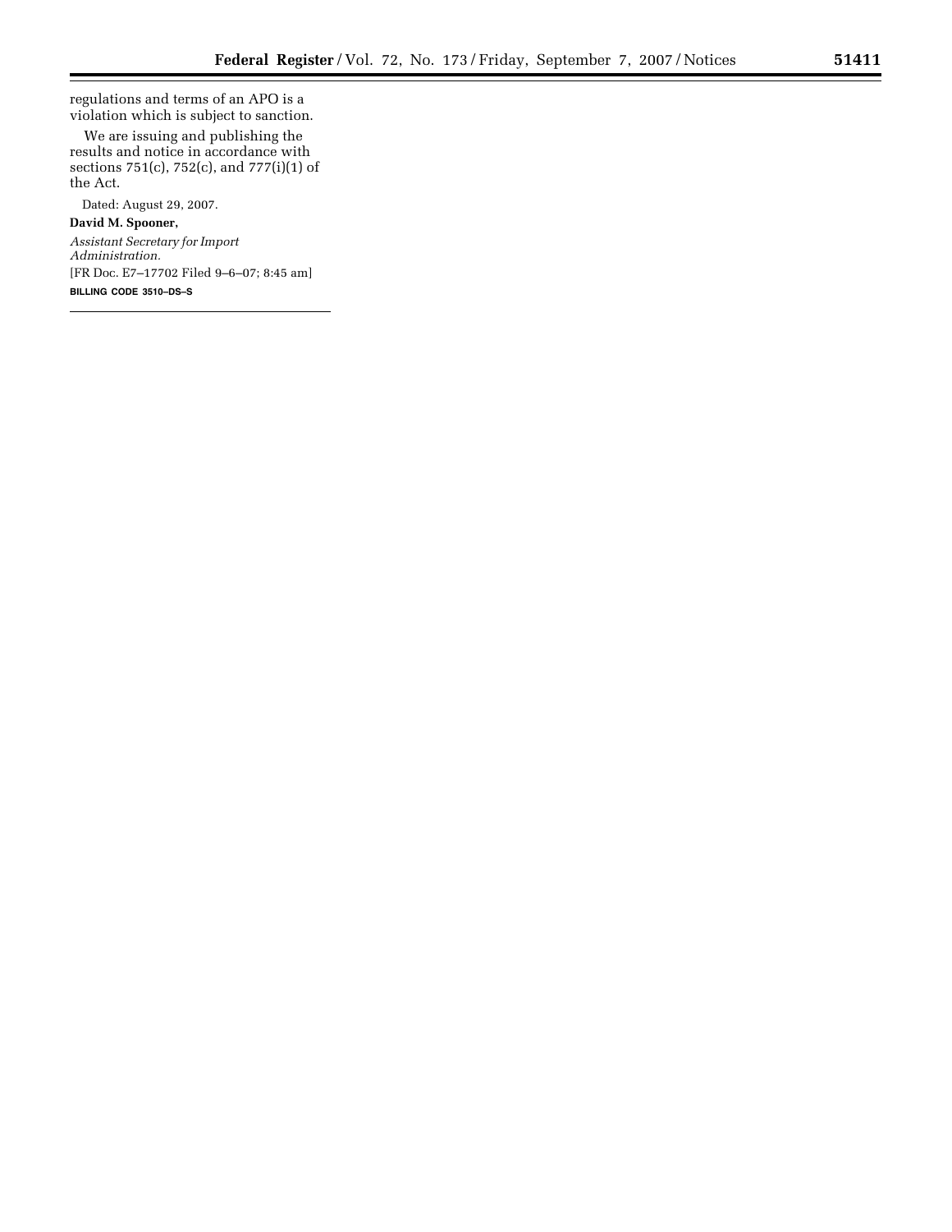regulations and terms of an APO is a violation which is subject to sanction.

We are issuing and publishing the results and notice in accordance with sections 751(c), 752(c), and 777(i)(1) of the Act.

Dated: August 29, 2007.

**David M. Spooner,**

*Assistant Secretary for Import Administration.*

[FR Doc. E7–17702 Filed 9–6–07; 8:45 am]

**BILLING CODE 3510–DS–S**